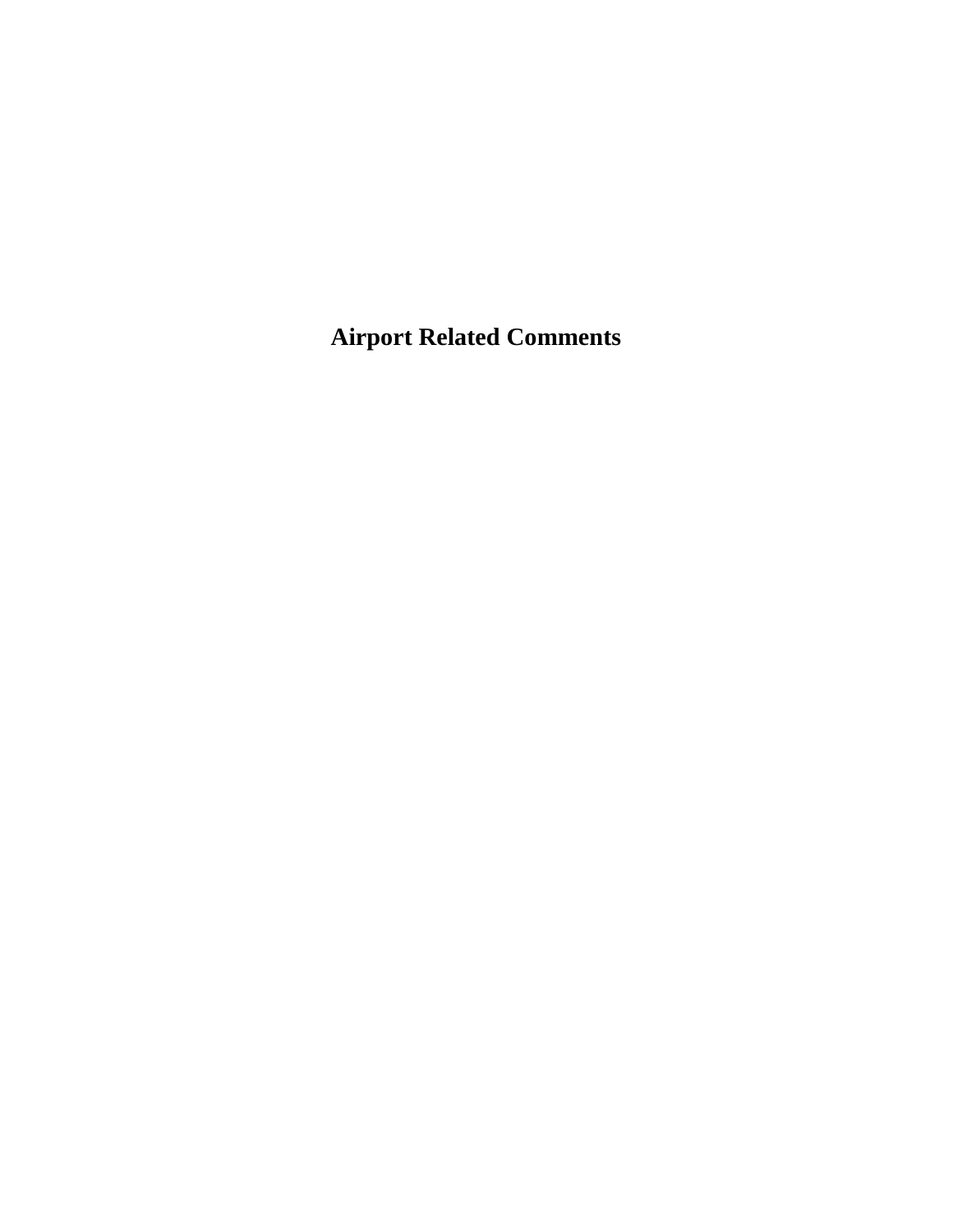# Airport Related Comments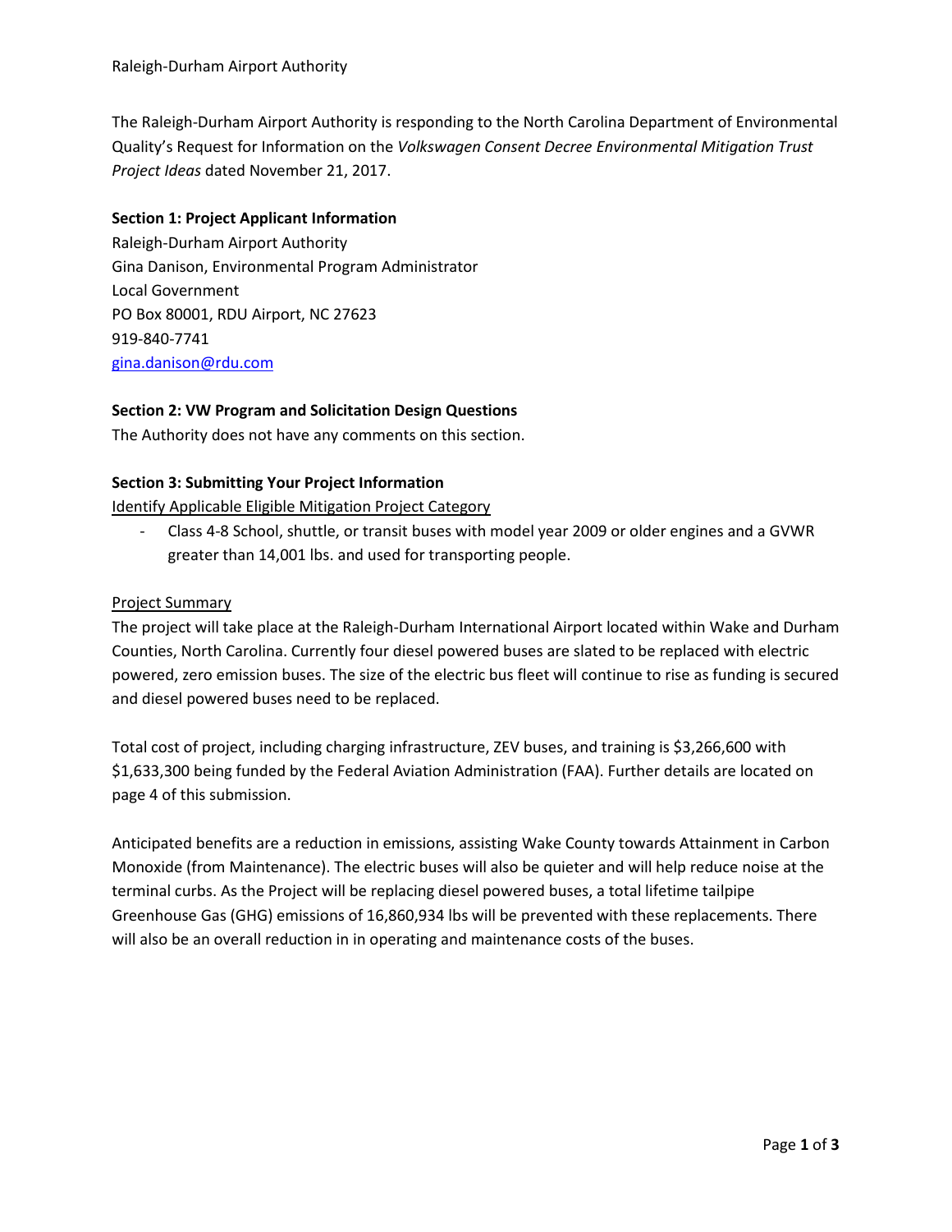Raleigh-Durham Airport Authority

The Raleigh-Durham Airport Authority is responding to the North Carolina Department of Environmental Quality's Request for Information on the *Volkswagen Consent Decree Environmental Mitigation Trust Project Ideas* dated November 21, 2017.

**Section 1: Project Applicant Information**

Raleigh-Durham Airport Authority
Gina Danison, Environmental Program Administrator
Local Government
PO Box 80001, RDU Airport, NC 27623
919-840-7741
gina.danison@rdu.com

**Section 2: VW Program and Solicitation Design Questions**

The Authority does not have any comments on this section.

**Section 3: Submitting Your Project Information**

Identify Applicable Eligible Mitigation Project Category

- Class 4-8 School, shuttle, or transit buses with model year 2009 or older engines and a GVWR greater than 14,001 lbs. and used for transporting people.

Project Summary

The project will take place at the Raleigh-Durham International Airport located within Wake and Durham Counties, North Carolina. Currently four diesel powered buses are slated to be replaced with electric powered, zero emission buses. The size of the electric bus fleet will continue to rise as funding is secured and diesel powered buses need to be replaced.

Total cost of project, including charging infrastructure, ZEV buses, and training is $3,266,600 with $1,633,300 being funded by the Federal Aviation Administration (FAA). Further details are located on page 4 of this submission.

Anticipated benefits are a reduction in emissions, assisting Wake County towards Attainment in Carbon Monoxide (from Maintenance). The electric buses will also be quieter and will help reduce noise at the terminal curbs. As the Project will be replacing diesel powered buses, a total lifetime tailpipe Greenhouse Gas (GHG) emissions of 16,860,934 lbs will be prevented with these replacements. There will also be an overall reduction in in operating and maintenance costs of the buses.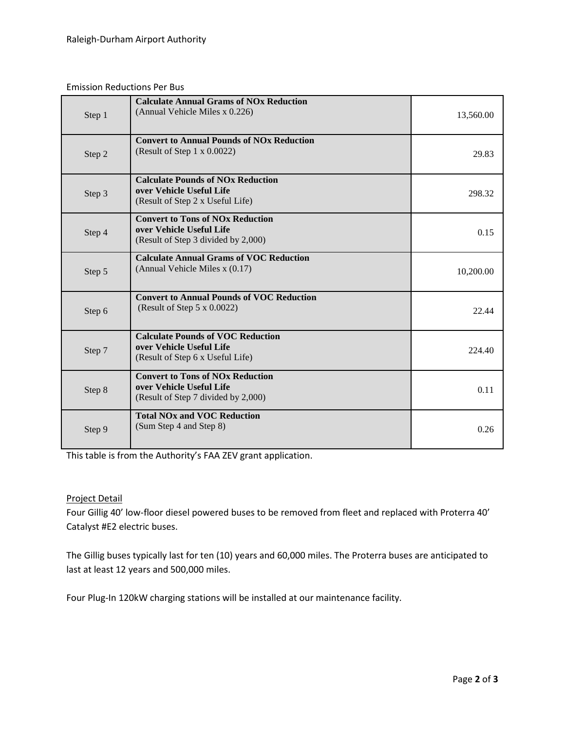Emission Reductions Per Bus

| Step | Description | Value |
|---|---|---|
| Step 1 | **Calculate Annual Grams of NOx Reduction**<br>(Annual Vehicle Miles x 0.226) | 13,560.00 |
| Step 2 | **Convert to Annual Pounds of NOx Reduction**<br>(Result of Step 1 x 0.0022) | 29.83 |
| Step 3 | **Calculate Pounds of NOx Reduction over Vehicle Useful Life**<br>(Result of Step 2 x Useful Life) | 298.32 |
| Step 4 | **Convert to Tons of NOx Reduction over Vehicle Useful Life**<br>(Result of Step 3 divided by 2,000) | 0.15 |
| Step 5 | **Calculate Annual Grams of VOC Reduction**<br>(Annual Vehicle Miles x (0.17) | 10,200.00 |
| Step 6 | **Convert to Annual Pounds of VOC Reduction**<br>(Result of Step 5 x 0.0022) | 22.44 |
| Step 7 | **Calculate Pounds of VOC Reduction over Vehicle Useful Life**<br>(Result of Step 6 x Useful Life) | 224.40 |
| Step 8 | **Convert to Tons of NOx Reduction over Vehicle Useful Life**<br>(Result of Step 7 divided by 2,000) | 0.11 |
| Step 9 | **Total NOx and VOC Reduction**<br>(Sum Step 4 and Step 8) | 0.26 |

This table is from the Authority's FAA ZEV grant application.

Project Detail

Four Gillig 40' low-floor diesel powered buses to be removed from fleet and replaced with Proterra 40' Catalyst #E2 electric buses.

The Gillig buses typically last for ten (10) years and 60,000 miles. The Proterra buses are anticipated to last at least 12 years and 500,000 miles.

Four Plug-In 120kW charging stations will be installed at our maintenance facility.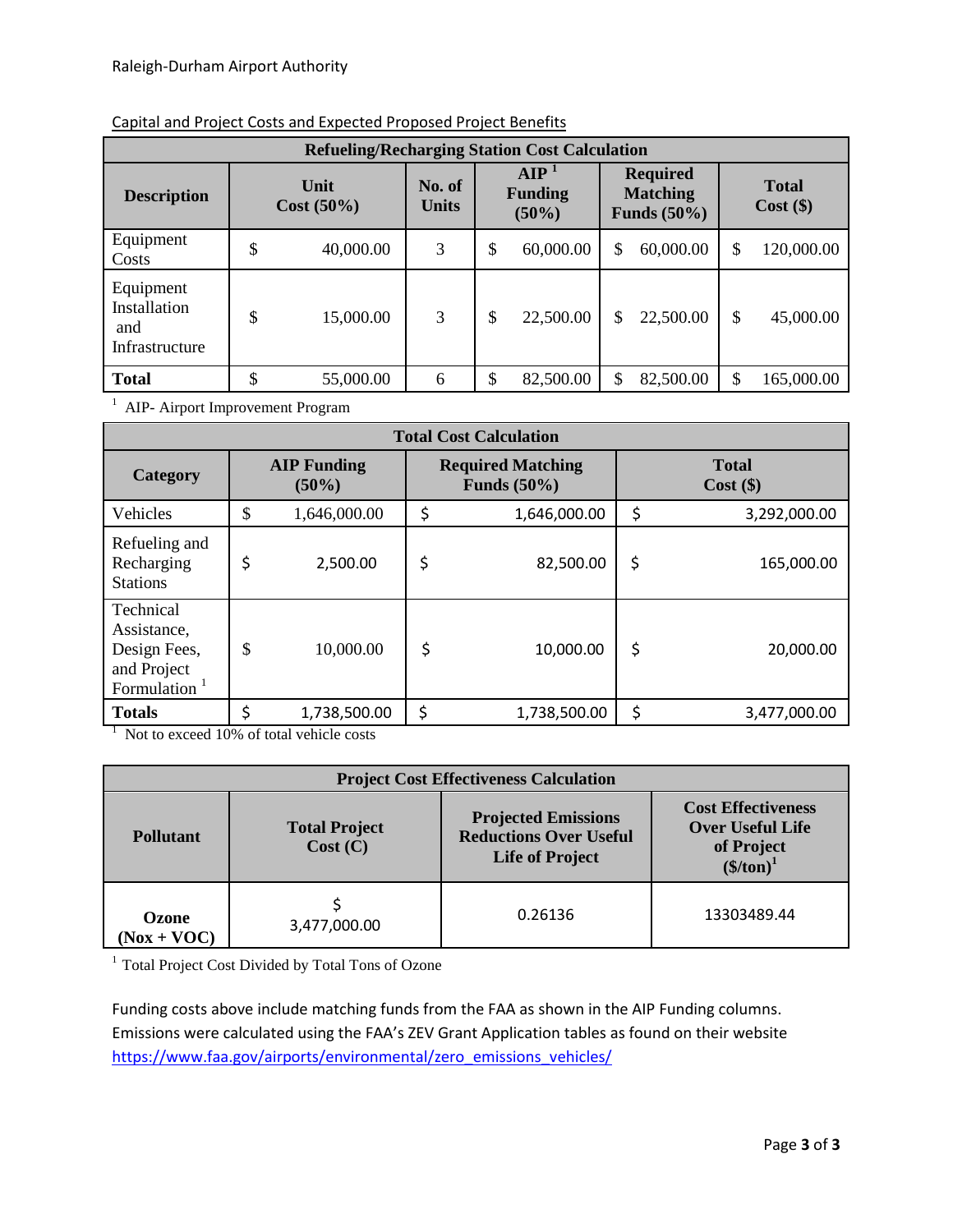Raleigh-Durham Airport Authority

Capital and Project Costs and Expected Proposed Project Benefits

| Refueling/Recharging Station Cost Calculation | | | | | |
|---|---|---|---|---|---|
| Description | Unit Cost (50%) | No. of Units | AIP [1] Funding (50%) | Required Matching Funds (50%) | Total Cost ($) |
| Equipment Costs | $ 40,000.00 | 3 | $ 60,000.00 | $ 60,000.00 | $ 120,000.00 |
| Equipment Installation and Infrastructure | $ 15,000.00 | 3 | $ 22,500.00 | $ 22,500.00 | $ 45,000.00 |
| **Total** | $ 55,000.00 | 6 | $ 82,500.00 | $ 82,500.00 | $ 165,000.00 |

[1] AIP- Airport Improvement Program

| Total Cost Calculation | | | |
|---|---|---|---|
| Category | AIP Funding (50%) | Required Matching Funds (50%) | Total Cost ($) |
| Vehicles | $ 1,646,000.00 | $ 1,646,000.00 | $ 3,292,000.00 |
| Refueling and Recharging Stations | $ 2,500.00 | $ 82,500.00 | $ 165,000.00 |
| Technical Assistance, Design Fees, and Project Formulation [1] | $ 10,000.00 | $ 10,000.00 | $ 20,000.00 |
| **Totals** | $ 1,738,500.00 | $ 1,738,500.00 | $ 3,477,000.00 |

[1] Not to exceed 10% of total vehicle costs

| Project Cost Effectiveness Calculation | | | |
|---|---|---|---|
| Pollutant | Total Project Cost (C) | Projected Emissions Reductions Over Useful Life of Project | Cost Effectiveness Over Useful Life of Project ($/ton)[1] |
| **Ozone (Nox + VOC)** | $ 3,477,000.00 | 0.26136 | 13303489.44 |

[1] Total Project Cost Divided by Total Tons of Ozone

Funding costs above include matching funds from the FAA as shown in the AIP Funding columns. Emissions were calculated using the FAA's ZEV Grant Application tables as found on their website https://www.faa.gov/airports/environmental/zero_emissions_vehicles/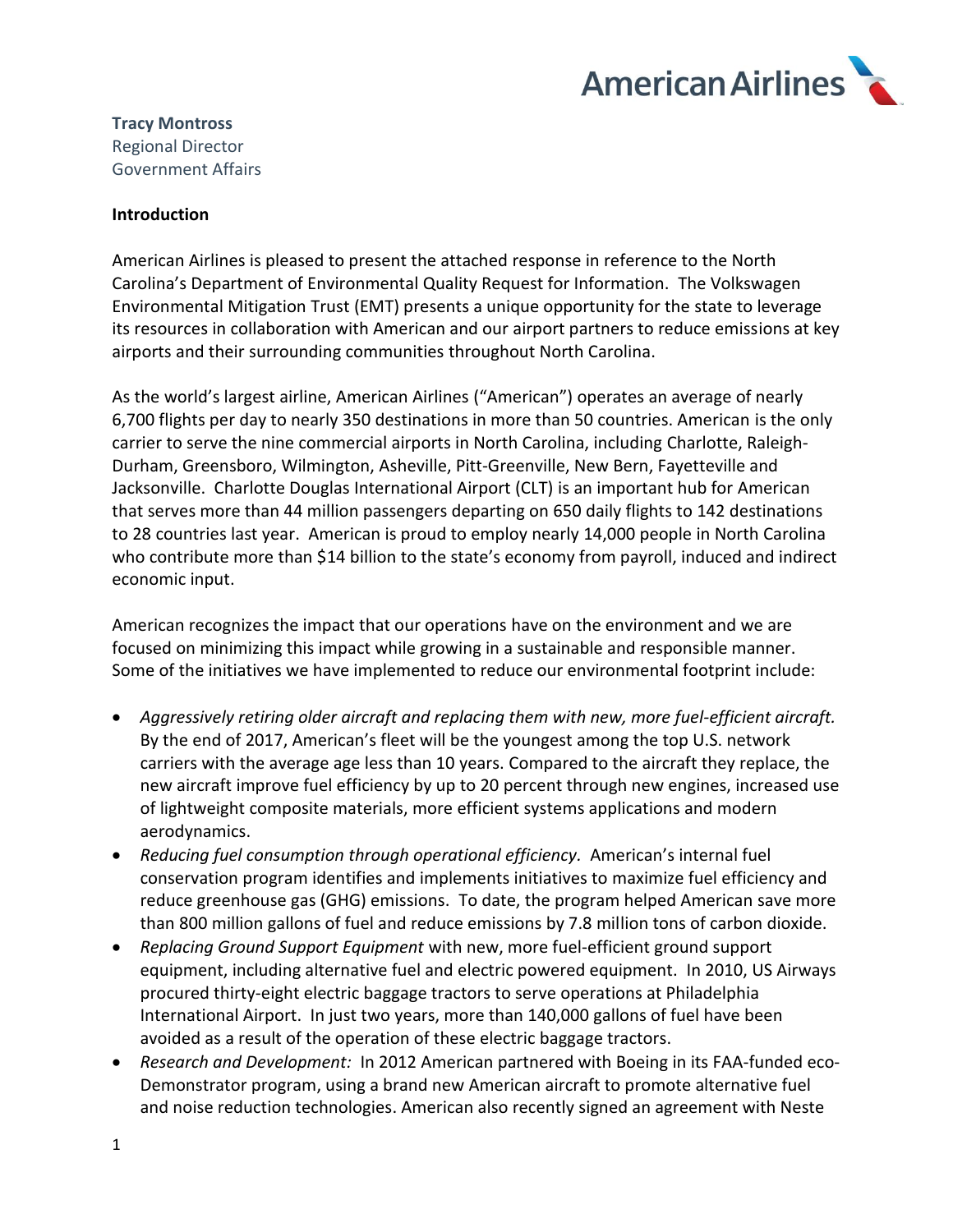**Tracy Montross**
Regional Director
Government Affairs

**Introduction**

American Airlines is pleased to present the attached response in reference to the North Carolina's Department of Environmental Quality Request for Information. The Volkswagen Environmental Mitigation Trust (EMT) presents a unique opportunity for the state to leverage its resources in collaboration with American and our airport partners to reduce emissions at key airports and their surrounding communities throughout North Carolina.

As the world's largest airline, American Airlines ("American") operates an average of nearly 6,700 flights per day to nearly 350 destinations in more than 50 countries. American is the only carrier to serve the nine commercial airports in North Carolina, including Charlotte, Raleigh-Durham, Greensboro, Wilmington, Asheville, Pitt-Greenville, New Bern, Fayetteville and Jacksonville. Charlotte Douglas International Airport (CLT) is an important hub for American that serves more than 44 million passengers departing on 650 daily flights to 142 destinations to 28 countries last year. American is proud to employ nearly 14,000 people in North Carolina who contribute more than $14 billion to the state's economy from payroll, induced and indirect economic input.

American recognizes the impact that our operations have on the environment and we are focused on minimizing this impact while growing in a sustainable and responsible manner. Some of the initiatives we have implemented to reduce our environmental footprint include:

- *Aggressively retiring older aircraft and replacing them with new, more fuel-efficient aircraft.* By the end of 2017, American's fleet will be the youngest among the top U.S. network carriers with the average age less than 10 years. Compared to the aircraft they replace, the new aircraft improve fuel efficiency by up to 20 percent through new engines, increased use of lightweight composite materials, more efficient systems applications and modern aerodynamics.
- *Reducing fuel consumption through operational efficiency.* American's internal fuel conservation program identifies and implements initiatives to maximize fuel efficiency and reduce greenhouse gas (GHG) emissions. To date, the program helped American save more than 800 million gallons of fuel and reduce emissions by 7.8 million tons of carbon dioxide.
- *Replacing Ground Support Equipment* with new, more fuel-efficient ground support equipment, including alternative fuel and electric powered equipment. In 2010, US Airways procured thirty-eight electric baggage tractors to serve operations at Philadelphia International Airport. In just two years, more than 140,000 gallons of fuel have been avoided as a result of the operation of these electric baggage tractors.
- *Research and Development:* In 2012 American partnered with Boeing in its FAA-funded eco-Demonstrator program, using a brand new American aircraft to promote alternative fuel and noise reduction technologies. American also recently signed an agreement with Neste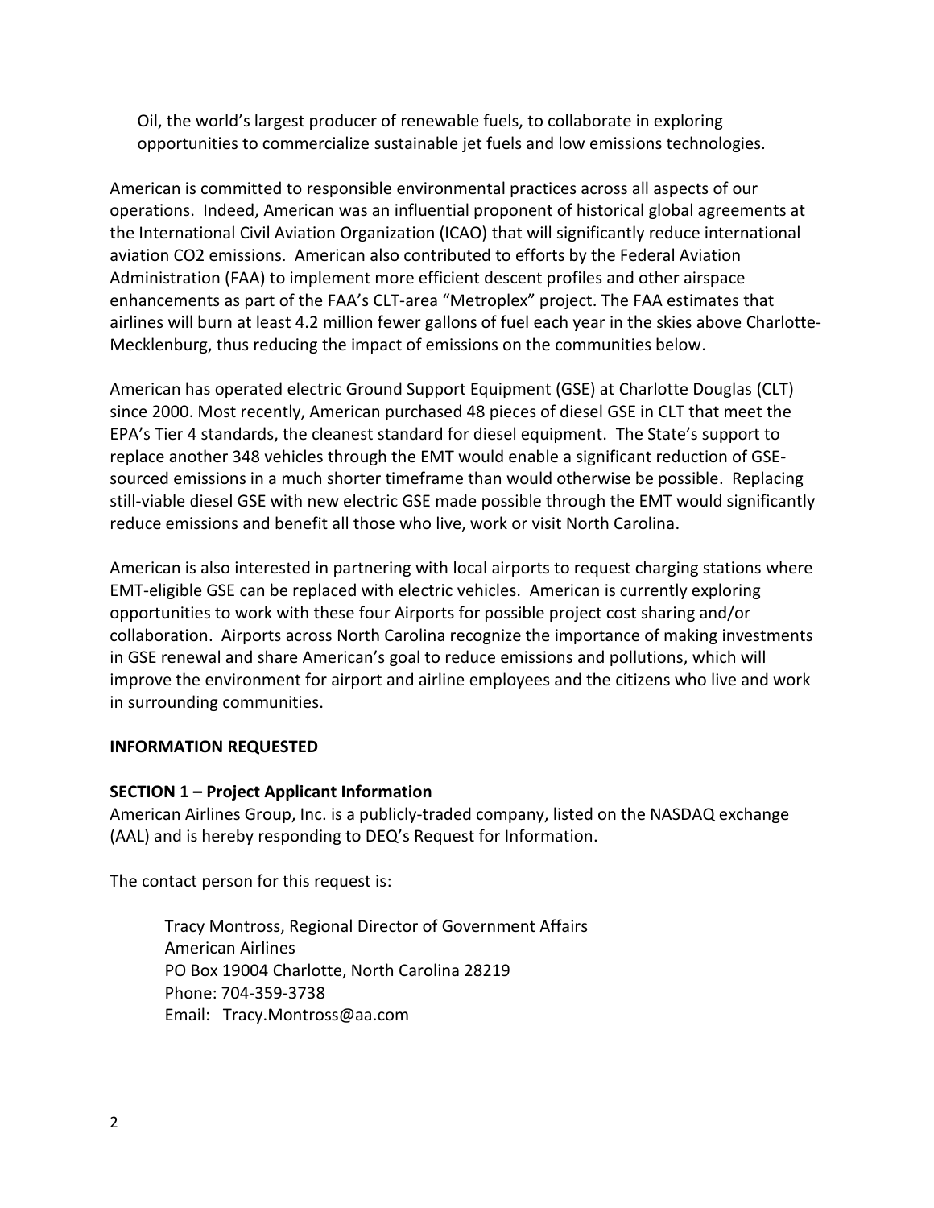Oil, the world's largest producer of renewable fuels, to collaborate in exploring opportunities to commercialize sustainable jet fuels and low emissions technologies.

American is committed to responsible environmental practices across all aspects of our operations. Indeed, American was an influential proponent of historical global agreements at the International Civil Aviation Organization (ICAO) that will significantly reduce international aviation CO2 emissions. American also contributed to efforts by the Federal Aviation Administration (FAA) to implement more efficient descent profiles and other airspace enhancements as part of the FAA's CLT-area "Metroplex" project. The FAA estimates that airlines will burn at least 4.2 million fewer gallons of fuel each year in the skies above Charlotte-Mecklenburg, thus reducing the impact of emissions on the communities below.

American has operated electric Ground Support Equipment (GSE) at Charlotte Douglas (CLT) since 2000. Most recently, American purchased 48 pieces of diesel GSE in CLT that meet the EPA's Tier 4 standards, the cleanest standard for diesel equipment. The State's support to replace another 348 vehicles through the EMT would enable a significant reduction of GSE-sourced emissions in a much shorter timeframe than would otherwise be possible. Replacing still-viable diesel GSE with new electric GSE made possible through the EMT would significantly reduce emissions and benefit all those who live, work or visit North Carolina.

American is also interested in partnering with local airports to request charging stations where EMT-eligible GSE can be replaced with electric vehicles. American is currently exploring opportunities to work with these four Airports for possible project cost sharing and/or collaboration. Airports across North Carolina recognize the importance of making investments in GSE renewal and share American's goal to reduce emissions and pollutions, which will improve the environment for airport and airline employees and the citizens who live and work in surrounding communities.

**INFORMATION REQUESTED**

**SECTION 1 – Project Applicant Information**

American Airlines Group, Inc. is a publicly-traded company, listed on the NASDAQ exchange (AAL) and is hereby responding to DEQ's Request for Information.

The contact person for this request is:

Tracy Montross, Regional Director of Government Affairs
American Airlines
PO Box 19004 Charlotte, North Carolina 28219
Phone: 704-359-3738
Email: Tracy.Montross@aa.com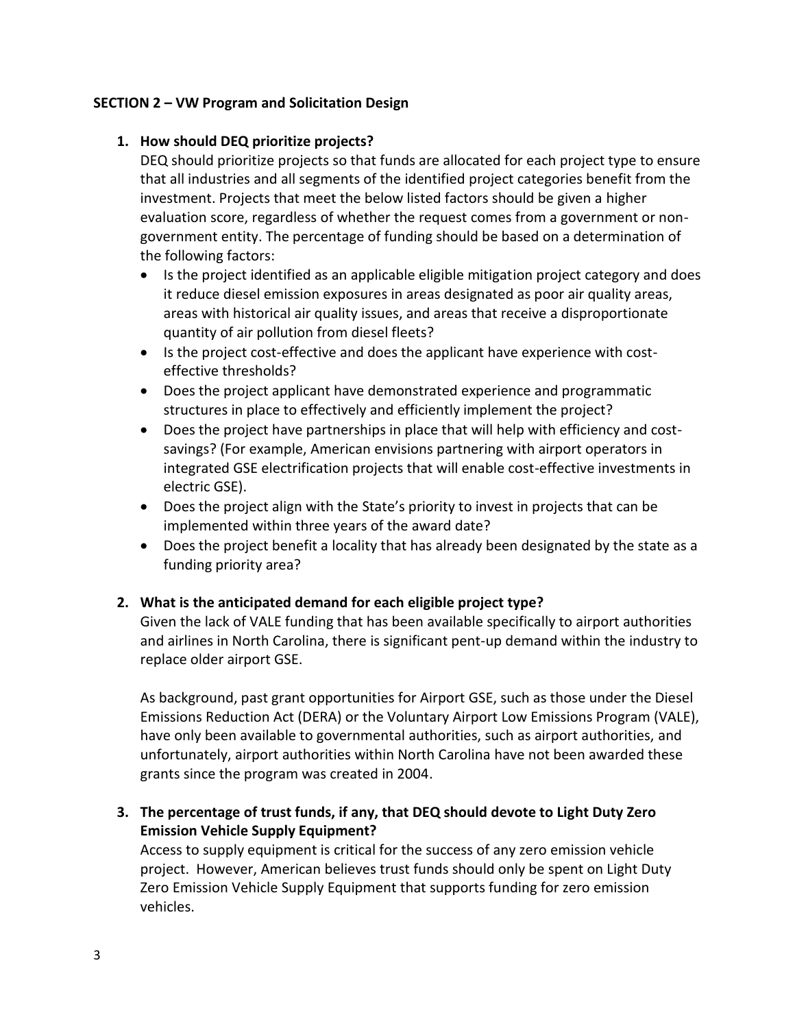**SECTION 2 – VW Program and Solicitation Design**

1. **How should DEQ prioritize projects?**

   DEQ should prioritize projects so that funds are allocated for each project type to ensure that all industries and all segments of the identified project categories benefit from the investment. Projects that meet the below listed factors should be given a higher evaluation score, regardless of whether the request comes from a government or non-government entity. The percentage of funding should be based on a determination of the following factors:

   - Is the project identified as an applicable eligible mitigation project category and does it reduce diesel emission exposures in areas designated as poor air quality areas, areas with historical air quality issues, and areas that receive a disproportionate quantity of air pollution from diesel fleets?
   - Is the project cost-effective and does the applicant have experience with cost-effective thresholds?
   - Does the project applicant have demonstrated experience and programmatic structures in place to effectively and efficiently implement the project?
   - Does the project have partnerships in place that will help with efficiency and cost-savings? (For example, American envisions partnering with airport operators in integrated GSE electrification projects that will enable cost-effective investments in electric GSE).
   - Does the project align with the State's priority to invest in projects that can be implemented within three years of the award date?
   - Does the project benefit a locality that has already been designated by the state as a funding priority area?

2. **What is the anticipated demand for each eligible project type?**

   Given the lack of VALE funding that has been available specifically to airport authorities and airlines in North Carolina, there is significant pent-up demand within the industry to replace older airport GSE.

   As background, past grant opportunities for Airport GSE, such as those under the Diesel Emissions Reduction Act (DERA) or the Voluntary Airport Low Emissions Program (VALE), have only been available to governmental authorities, such as airport authorities, and unfortunately, airport authorities within North Carolina have not been awarded these grants since the program was created in 2004.

3. **The percentage of trust funds, if any, that DEQ should devote to Light Duty Zero Emission Vehicle Supply Equipment?**

   Access to supply equipment is critical for the success of any zero emission vehicle project. However, American believes trust funds should only be spent on Light Duty Zero Emission Vehicle Supply Equipment that supports funding for zero emission vehicles.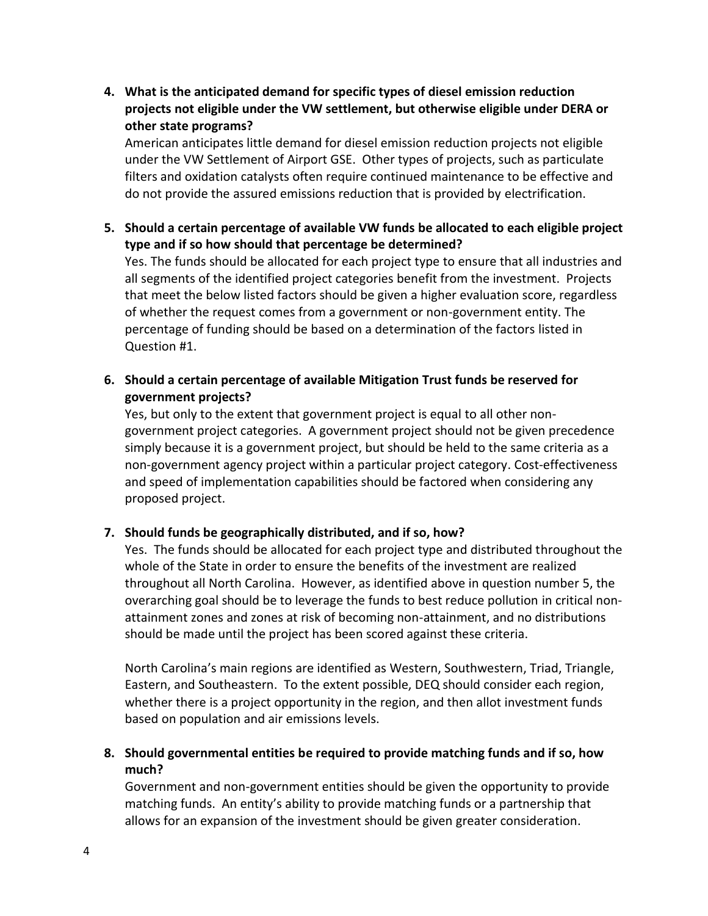**4. What is the anticipated demand for specific types of diesel emission reduction projects not eligible under the VW settlement, but otherwise eligible under DERA or other state programs?**

American anticipates little demand for diesel emission reduction projects not eligible under the VW Settlement of Airport GSE. Other types of projects, such as particulate filters and oxidation catalysts often require continued maintenance to be effective and do not provide the assured emissions reduction that is provided by electrification.

**5. Should a certain percentage of available VW funds be allocated to each eligible project type and if so how should that percentage be determined?**

Yes. The funds should be allocated for each project type to ensure that all industries and all segments of the identified project categories benefit from the investment. Projects that meet the below listed factors should be given a higher evaluation score, regardless of whether the request comes from a government or non-government entity. The percentage of funding should be based on a determination of the factors listed in Question #1.

**6. Should a certain percentage of available Mitigation Trust funds be reserved for government projects?**

Yes, but only to the extent that government project is equal to all other non-government project categories. A government project should not be given precedence simply because it is a government project, but should be held to the same criteria as a non-government agency project within a particular project category. Cost-effectiveness and speed of implementation capabilities should be factored when considering any proposed project.

**7. Should funds be geographically distributed, and if so, how?**

Yes. The funds should be allocated for each project type and distributed throughout the whole of the State in order to ensure the benefits of the investment are realized throughout all North Carolina. However, as identified above in question number 5, the overarching goal should be to leverage the funds to best reduce pollution in critical non-attainment zones and zones at risk of becoming non-attainment, and no distributions should be made until the project has been scored against these criteria.

North Carolina's main regions are identified as Western, Southwestern, Triad, Triangle, Eastern, and Southeastern. To the extent possible, DEQ should consider each region, whether there is a project opportunity in the region, and then allot investment funds based on population and air emissions levels.

**8. Should governmental entities be required to provide matching funds and if so, how much?**

Government and non-government entities should be given the opportunity to provide matching funds. An entity's ability to provide matching funds or a partnership that allows for an expansion of the investment should be given greater consideration.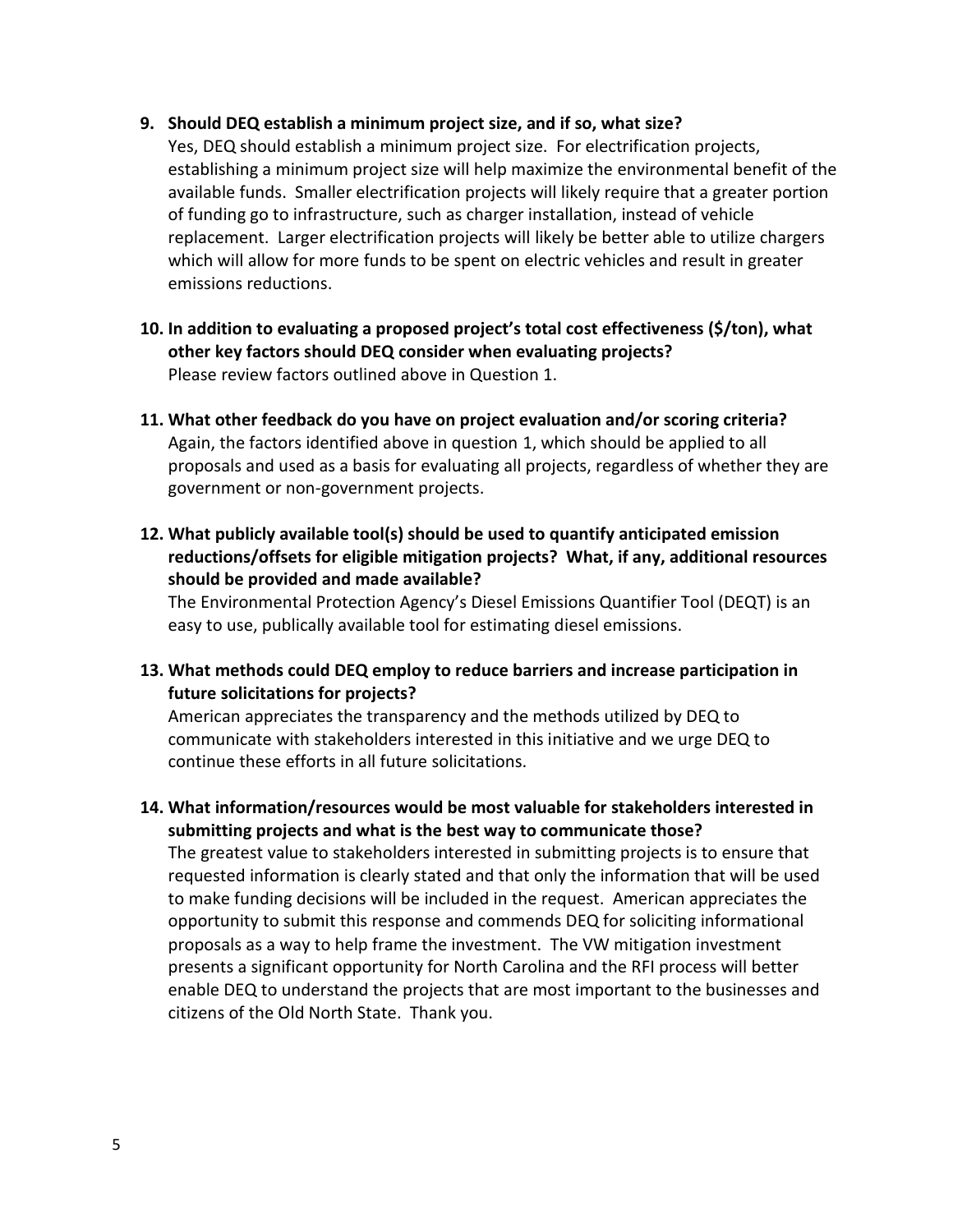**9. Should DEQ establish a minimum project size, and if so, what size?**

Yes, DEQ should establish a minimum project size. For electrification projects, establishing a minimum project size will help maximize the environmental benefit of the available funds. Smaller electrification projects will likely require that a greater portion of funding go to infrastructure, such as charger installation, instead of vehicle replacement. Larger electrification projects will likely be better able to utilize chargers which will allow for more funds to be spent on electric vehicles and result in greater emissions reductions.

**10. In addition to evaluating a proposed project's total cost effectiveness ($/ton), what other key factors should DEQ consider when evaluating projects?**

Please review factors outlined above in Question 1.

**11. What other feedback do you have on project evaluation and/or scoring criteria?**

Again, the factors identified above in question 1, which should be applied to all proposals and used as a basis for evaluating all projects, regardless of whether they are government or non-government projects.

**12. What publicly available tool(s) should be used to quantify anticipated emission reductions/offsets for eligible mitigation projects? What, if any, additional resources should be provided and made available?**

The Environmental Protection Agency's Diesel Emissions Quantifier Tool (DEQT) is an easy to use, publically available tool for estimating diesel emissions.

**13. What methods could DEQ employ to reduce barriers and increase participation in future solicitations for projects?**

American appreciates the transparency and the methods utilized by DEQ to communicate with stakeholders interested in this initiative and we urge DEQ to continue these efforts in all future solicitations.

**14. What information/resources would be most valuable for stakeholders interested in submitting projects and what is the best way to communicate those?**

The greatest value to stakeholders interested in submitting projects is to ensure that requested information is clearly stated and that only the information that will be used to make funding decisions will be included in the request. American appreciates the opportunity to submit this response and commends DEQ for soliciting informational proposals as a way to help frame the investment. The VW mitigation investment presents a significant opportunity for North Carolina and the RFI process will better enable DEQ to understand the projects that are most important to the businesses and citizens of the Old North State. Thank you.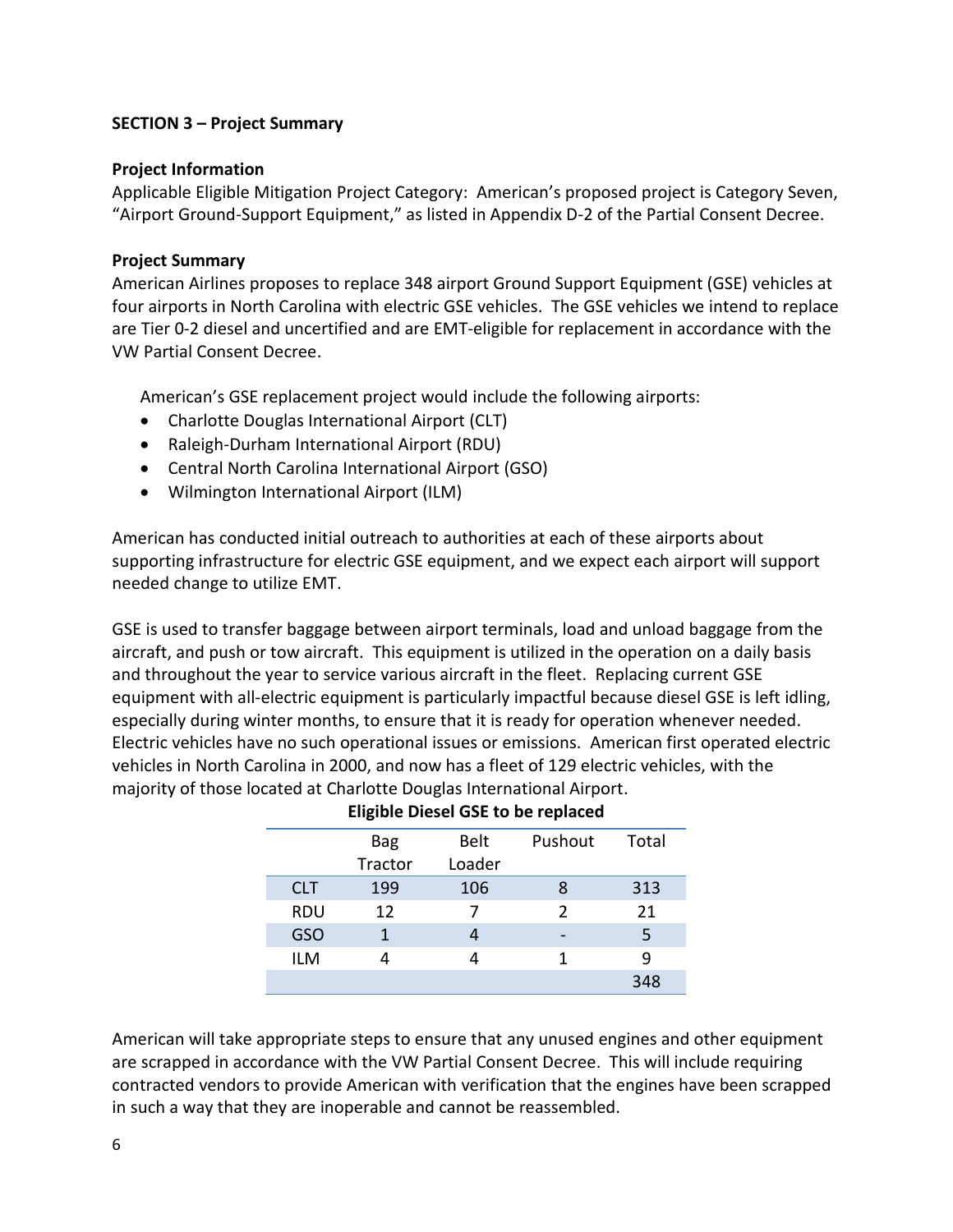**SECTION 3 – Project Summary**

**Project Information**

Applicable Eligible Mitigation Project Category: American's proposed project is Category Seven, "Airport Ground-Support Equipment," as listed in Appendix D-2 of the Partial Consent Decree.

**Project Summary**

American Airlines proposes to replace 348 airport Ground Support Equipment (GSE) vehicles at four airports in North Carolina with electric GSE vehicles. The GSE vehicles we intend to replace are Tier 0-2 diesel and uncertified and are EMT-eligible for replacement in accordance with the VW Partial Consent Decree.

American's GSE replacement project would include the following airports:

- Charlotte Douglas International Airport (CLT)
- Raleigh-Durham International Airport (RDU)
- Central North Carolina International Airport (GSO)
- Wilmington International Airport (ILM)

American has conducted initial outreach to authorities at each of these airports about supporting infrastructure for electric GSE equipment, and we expect each airport will support needed change to utilize EMT.

GSE is used to transfer baggage between airport terminals, load and unload baggage from the aircraft, and push or tow aircraft. This equipment is utilized in the operation on a daily basis and throughout the year to service various aircraft in the fleet. Replacing current GSE equipment with all-electric equipment is particularly impactful because diesel GSE is left idling, especially during winter months, to ensure that it is ready for operation whenever needed. Electric vehicles have no such operational issues or emissions. American first operated electric vehicles in North Carolina in 2000, and now has a fleet of 129 electric vehicles, with the majority of those located at Charlotte Douglas International Airport.

**Eligible Diesel GSE to be replaced**

| | Bag Tractor | Belt Loader | Pushout | Total |
|---|---|---|---|---|
| CLT | 199 | 106 | 8 | 313 |
| RDU | 12 | 7 | 2 | 21 |
| GSO | 1 | 4 | - | 5 |
| ILM | 4 | 4 | 1 | 9 |
| | | | | 348 |

American will take appropriate steps to ensure that any unused engines and other equipment are scrapped in accordance with the VW Partial Consent Decree. This will include requiring contracted vendors to provide American with verification that the engines have been scrapped in such a way that they are inoperable and cannot be reassembled.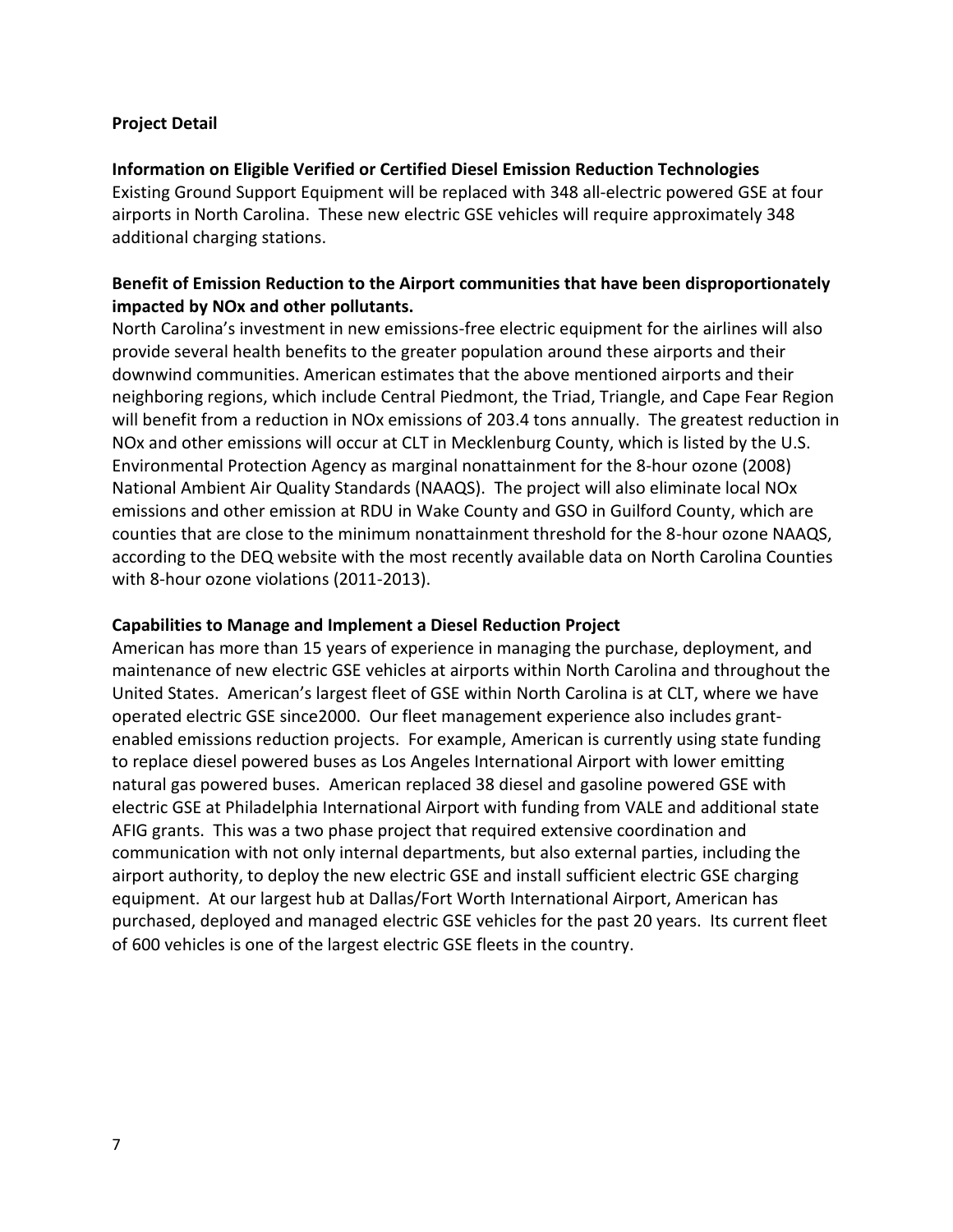**Project Detail**

**Information on Eligible Verified or Certified Diesel Emission Reduction Technologies**

Existing Ground Support Equipment will be replaced with 348 all-electric powered GSE at four airports in North Carolina. These new electric GSE vehicles will require approximately 348 additional charging stations.

**Benefit of Emission Reduction to the Airport communities that have been disproportionately impacted by NOx and other pollutants.**

North Carolina's investment in new emissions-free electric equipment for the airlines will also provide several health benefits to the greater population around these airports and their downwind communities. American estimates that the above mentioned airports and their neighboring regions, which include Central Piedmont, the Triad, Triangle, and Cape Fear Region will benefit from a reduction in NOx emissions of 203.4 tons annually. The greatest reduction in NOx and other emissions will occur at CLT in Mecklenburg County, which is listed by the U.S. Environmental Protection Agency as marginal nonattainment for the 8-hour ozone (2008) National Ambient Air Quality Standards (NAAQS). The project will also eliminate local NOx emissions and other emission at RDU in Wake County and GSO in Guilford County, which are counties that are close to the minimum nonattainment threshold for the 8-hour ozone NAAQS, according to the DEQ website with the most recently available data on North Carolina Counties with 8-hour ozone violations (2011-2013).

**Capabilities to Manage and Implement a Diesel Reduction Project**

American has more than 15 years of experience in managing the purchase, deployment, and maintenance of new electric GSE vehicles at airports within North Carolina and throughout the United States. American's largest fleet of GSE within North Carolina is at CLT, where we have operated electric GSE since2000. Our fleet management experience also includes grant-enabled emissions reduction projects. For example, American is currently using state funding to replace diesel powered buses as Los Angeles International Airport with lower emitting natural gas powered buses. American replaced 38 diesel and gasoline powered GSE with electric GSE at Philadelphia International Airport with funding from VALE and additional state AFIG grants. This was a two phase project that required extensive coordination and communication with not only internal departments, but also external parties, including the airport authority, to deploy the new electric GSE and install sufficient electric GSE charging equipment. At our largest hub at Dallas/Fort Worth International Airport, American has purchased, deployed and managed electric GSE vehicles for the past 20 years. Its current fleet of 600 vehicles is one of the largest electric GSE fleets in the country.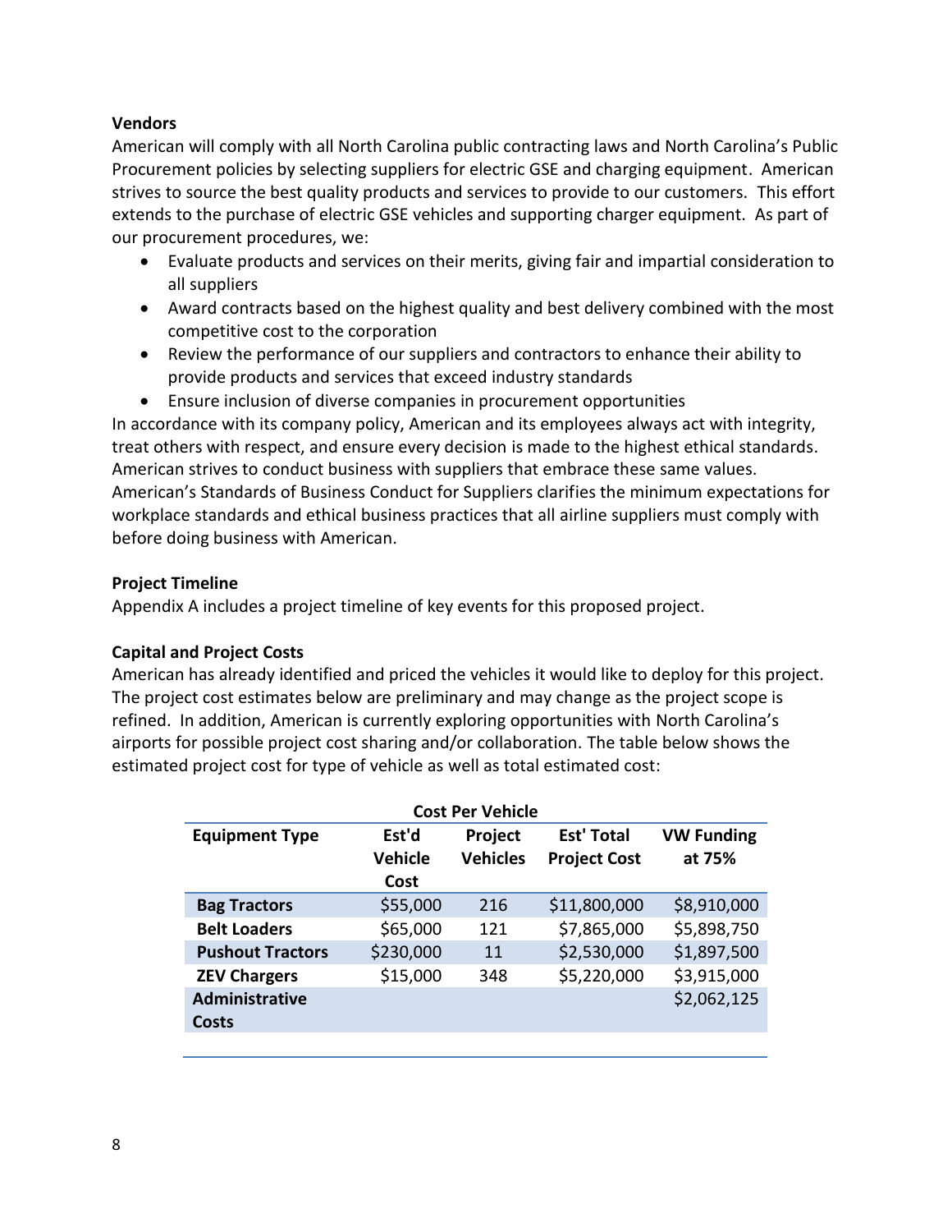**Vendors**

American will comply with all North Carolina public contracting laws and North Carolina's Public Procurement policies by selecting suppliers for electric GSE and charging equipment. American strives to source the best quality products and services to provide to our customers. This effort extends to the purchase of electric GSE vehicles and supporting charger equipment. As part of our procurement procedures, we:

- Evaluate products and services on their merits, giving fair and impartial consideration to all suppliers
- Award contracts based on the highest quality and best delivery combined with the most competitive cost to the corporation
- Review the performance of our suppliers and contractors to enhance their ability to provide products and services that exceed industry standards
- Ensure inclusion of diverse companies in procurement opportunities

In accordance with its company policy, American and its employees always act with integrity, treat others with respect, and ensure every decision is made to the highest ethical standards. American strives to conduct business with suppliers that embrace these same values. American's Standards of Business Conduct for Suppliers clarifies the minimum expectations for workplace standards and ethical business practices that all airline suppliers must comply with before doing business with American.

**Project Timeline**

Appendix A includes a project timeline of key events for this proposed project.

**Capital and Project Costs**

American has already identified and priced the vehicles it would like to deploy for this project. The project cost estimates below are preliminary and may change as the project scope is refined. In addition, American is currently exploring opportunities with North Carolina's airports for possible project cost sharing and/or collaboration. The table below shows the estimated project cost for type of vehicle as well as total estimated cost:

**Cost Per Vehicle**

| Equipment Type | Est'd Vehicle Cost | Project Vehicles | Est' Total Project Cost | VW Funding at 75% |
|---|---|---|---|---|
| **Bag Tractors** | $55,000 | 216 | $11,800,000 | $8,910,000 |
| **Belt Loaders** | $65,000 | 121 | $7,865,000 | $5,898,750 |
| **Pushout Tractors** | $230,000 | 11 | $2,530,000 | $1,897,500 |
| **ZEV Chargers** | $15,000 | 348 | $5,220,000 | $3,915,000 |
| **Administrative Costs** | | | | $2,062,125 |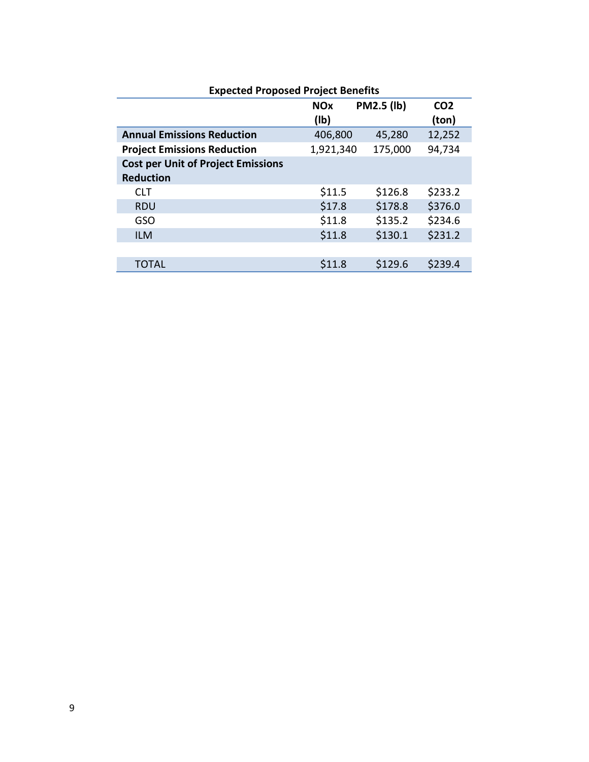**Expected Proposed Project Benefits**

| | NOx (lb) | PM2.5 (lb) | $CO_2$ (ton) |
|---|---|---|---|
| **Annual Emissions Reduction** | 406,800 | 45,280 | 12,252 |
| **Project Emissions Reduction** | 1,921,340 | 175,000 | 94,734 |
| **Cost per Unit of Project Emissions Reduction** | | | |
| CLT | $11.5 | $126.8 | $233.2 |
| RDU | $17.8 | $178.8 | $376.0 |
| GSO | $11.8 | $135.2 | $234.6 |
| ILM | $11.8 | $130.1 | $231.2 |
| | | | |
| TOTAL | $11.8 | $129.6 | $239.4 |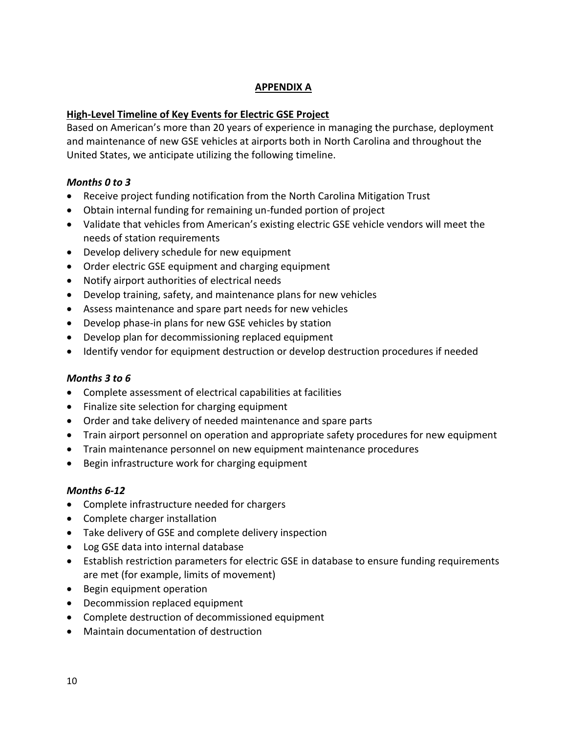## APPENDIX A

**High-Level Timeline of Key Events for Electric GSE Project**

Based on American's more than 20 years of experience in managing the purchase, deployment and maintenance of new GSE vehicles at airports both in North Carolina and throughout the United States, we anticipate utilizing the following timeline.

### *Months 0 to 3*

- Receive project funding notification from the North Carolina Mitigation Trust
- Obtain internal funding for remaining un-funded portion of project
- Validate that vehicles from American's existing electric GSE vehicle vendors will meet the needs of station requirements
- Develop delivery schedule for new equipment
- Order electric GSE equipment and charging equipment
- Notify airport authorities of electrical needs
- Develop training, safety, and maintenance plans for new vehicles
- Assess maintenance and spare part needs for new vehicles
- Develop phase-in plans for new GSE vehicles by station
- Develop plan for decommissioning replaced equipment
- Identify vendor for equipment destruction or develop destruction procedures if needed

### *Months 3 to 6*

- Complete assessment of electrical capabilities at facilities
- Finalize site selection for charging equipment
- Order and take delivery of needed maintenance and spare parts
- Train airport personnel on operation and appropriate safety procedures for new equipment
- Train maintenance personnel on new equipment maintenance procedures
- Begin infrastructure work for charging equipment

### *Months 6-12*

- Complete infrastructure needed for chargers
- Complete charger installation
- Take delivery of GSE and complete delivery inspection
- Log GSE data into internal database
- Establish restriction parameters for electric GSE in database to ensure funding requirements are met (for example, limits of movement)
- Begin equipment operation
- Decommission replaced equipment
- Complete destruction of decommissioned equipment
- Maintain documentation of destruction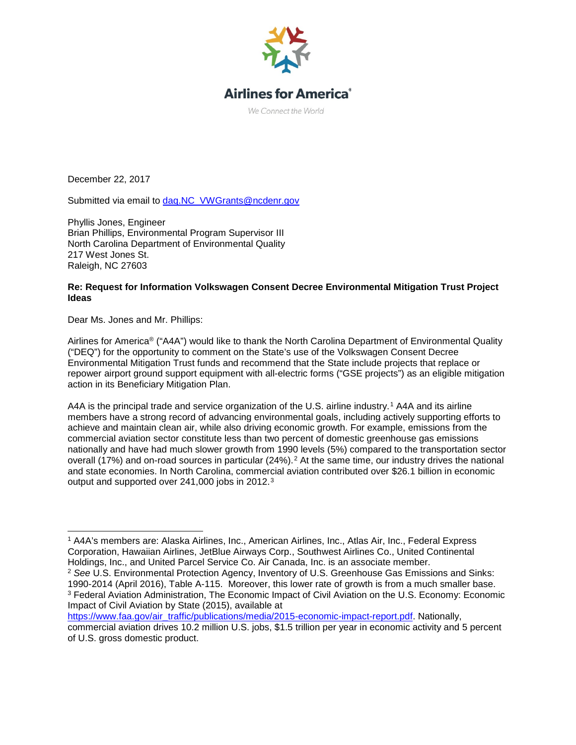Airlines for America®

We Connect the World

December 22, 2017

Submitted via email to [daq.NC_VWGrants@ncdenr.gov](mailto:daq.NC_VWGrants@ncdenr.gov)

Phyllis Jones, Engineer
Brian Phillips, Environmental Program Supervisor III
North Carolina Department of Environmental Quality
217 West Jones St.
Raleigh, NC 27603

**Re: Request for Information Volkswagen Consent Decree Environmental Mitigation Trust Project Ideas**

Dear Ms. Jones and Mr. Phillips:

Airlines for America® ("A4A") would like to thank the North Carolina Department of Environmental Quality ("DEQ") for the opportunity to comment on the State's use of the Volkswagen Consent Decree Environmental Mitigation Trust funds and recommend that the State include projects that replace or repower airport ground support equipment with all-electric forms ("GSE projects") as an eligible mitigation action in its Beneficiary Mitigation Plan.

A4A is the principal trade and service organization of the U.S. airline industry.[1] A4A and its airline members have a strong record of advancing environmental goals, including actively supporting efforts to achieve and maintain clean air, while also driving economic growth. For example, emissions from the commercial aviation sector constitute less than two percent of domestic greenhouse gas emissions nationally and have had much slower growth from 1990 levels (5%) compared to the transportation sector overall (17%) and on-road sources in particular (24%).[2] At the same time, our industry drives the national and state economies. In North Carolina, commercial aviation contributed over $26.1 billion in economic output and supported over 241,000 jobs in 2012.[3]

---

[1] A4A's members are: Alaska Airlines, Inc., American Airlines, Inc., Atlas Air, Inc., Federal Express Corporation, Hawaiian Airlines, JetBlue Airways Corp., Southwest Airlines Co., United Continental Holdings, Inc., and United Parcel Service Co. Air Canada, Inc. is an associate member.

[2] *See* U.S. Environmental Protection Agency, Inventory of U.S. Greenhouse Gas Emissions and Sinks: 1990-2014 (April 2016), Table A-115. Moreover, this lower rate of growth is from a much smaller base.

[3] Federal Aviation Administration, The Economic Impact of Civil Aviation on the U.S. Economy: Economic Impact of Civil Aviation by State (2015), available at [https://www.faa.gov/air_traffic/publications/media/2015-economic-impact-report.pdf](https://www.faa.gov/air_traffic/publications/media/2015-economic-impact-report.pdf). Nationally, commercial aviation drives 10.2 million U.S. jobs, $1.5 trillion per year in economic activity and 5 percent of U.S. gross domestic product.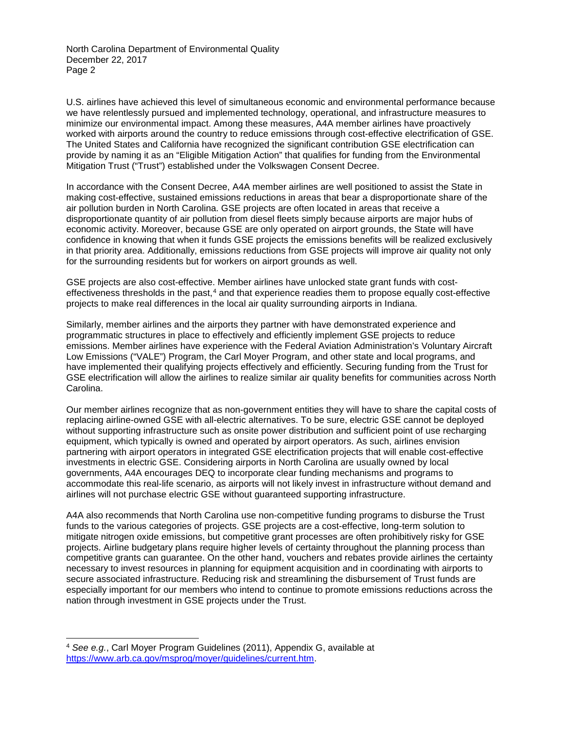U.S. airlines have achieved this level of simultaneous economic and environmental performance because we have relentlessly pursued and implemented technology, operational, and infrastructure measures to minimize our environmental impact. Among these measures, A4A member airlines have proactively worked with airports around the country to reduce emissions through cost-effective electrification of GSE. The United States and California have recognized the significant contribution GSE electrification can provide by naming it as an "Eligible Mitigation Action" that qualifies for funding from the Environmental Mitigation Trust ("Trust") established under the Volkswagen Consent Decree.

In accordance with the Consent Decree, A4A member airlines are well positioned to assist the State in making cost-effective, sustained emissions reductions in areas that bear a disproportionate share of the air pollution burden in North Carolina. GSE projects are often located in areas that receive a disproportionate quantity of air pollution from diesel fleets simply because airports are major hubs of economic activity. Moreover, because GSE are only operated on airport grounds, the State will have confidence in knowing that when it funds GSE projects the emissions benefits will be realized exclusively in that priority area. Additionally, emissions reductions from GSE projects will improve air quality not only for the surrounding residents but for workers on airport grounds as well.

GSE projects are also cost-effective. Member airlines have unlocked state grant funds with cost-effectiveness thresholds in the past,[4] and that experience readies them to propose equally cost-effective projects to make real differences in the local air quality surrounding airports in Indiana.

Similarly, member airlines and the airports they partner with have demonstrated experience and programmatic structures in place to effectively and efficiently implement GSE projects to reduce emissions. Member airlines have experience with the Federal Aviation Administration's Voluntary Aircraft Low Emissions ("VALE") Program, the Carl Moyer Program, and other state and local programs, and have implemented their qualifying projects effectively and efficiently. Securing funding from the Trust for GSE electrification will allow the airlines to realize similar air quality benefits for communities across North Carolina.

Our member airlines recognize that as non-government entities they will have to share the capital costs of replacing airline-owned GSE with all-electric alternatives. To be sure, electric GSE cannot be deployed without supporting infrastructure such as onsite power distribution and sufficient point of use recharging equipment, which typically is owned and operated by airport operators. As such, airlines envision partnering with airport operators in integrated GSE electrification projects that will enable cost-effective investments in electric GSE. Considering airports in North Carolina are usually owned by local governments, A4A encourages DEQ to incorporate clear funding mechanisms and programs to accommodate this real-life scenario, as airports will not likely invest in infrastructure without demand and airlines will not purchase electric GSE without guaranteed supporting infrastructure.

A4A also recommends that North Carolina use non-competitive funding programs to disburse the Trust funds to the various categories of projects. GSE projects are a cost-effective, long-term solution to mitigate nitrogen oxide emissions, but competitive grant processes are often prohibitively risky for GSE projects. Airline budgetary plans require higher levels of certainty throughout the planning process than competitive grants can guarantee. On the other hand, vouchers and rebates provide airlines the certainty necessary to invest resources in planning for equipment acquisition and in coordinating with airports to secure associated infrastructure. Reducing risk and streamlining the disbursement of Trust funds are especially important for our members who intend to continue to promote emissions reductions across the nation through investment in GSE projects under the Trust.

---

[4] *See e.g.*, Carl Moyer Program Guidelines (2011), Appendix G, available at https://www.arb.ca.gov/msprog/moyer/guidelines/current.htm.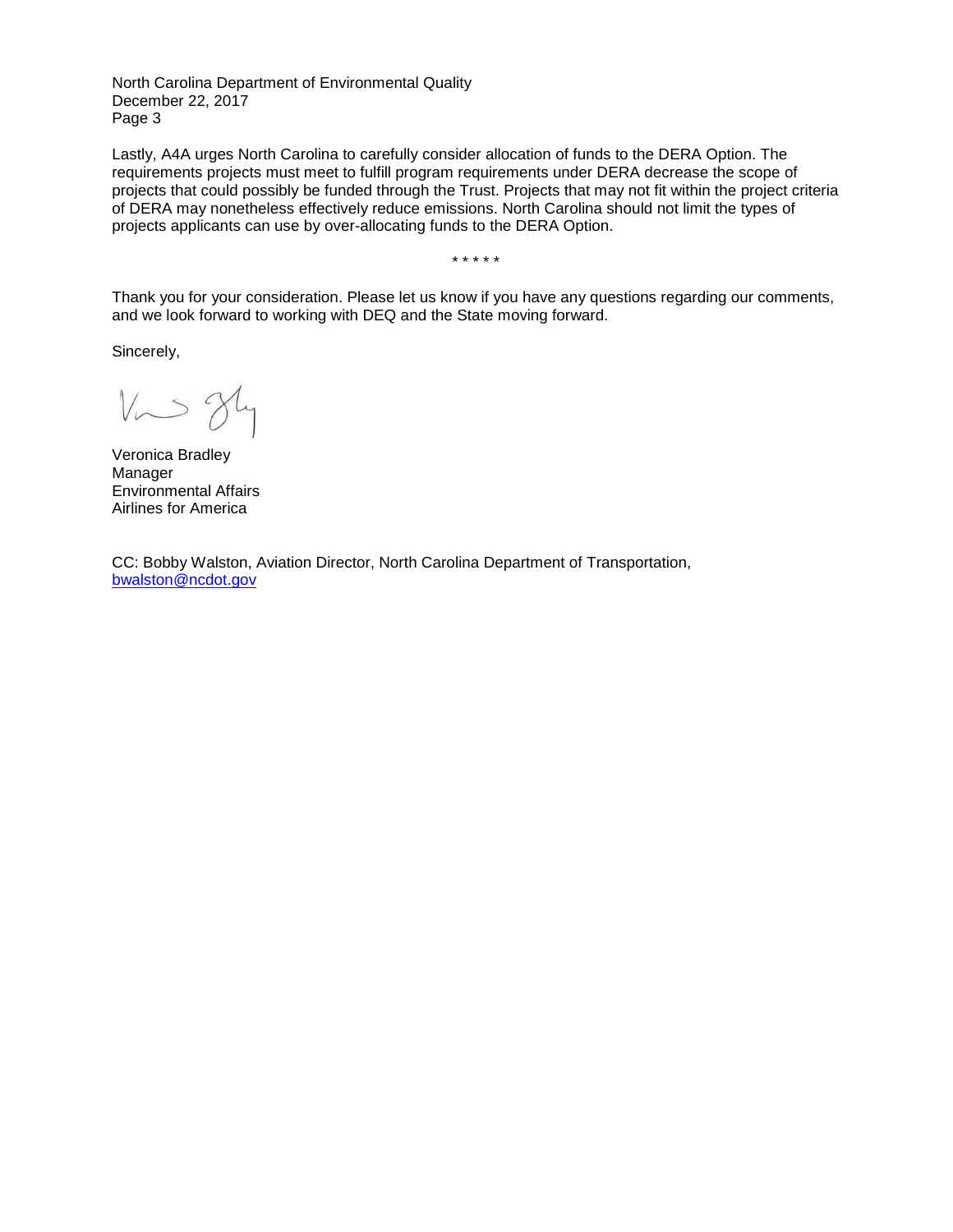Lastly, A4A urges North Carolina to carefully consider allocation of funds to the DERA Option. The requirements projects must meet to fulfill program requirements under DERA decrease the scope of projects that could possibly be funded through the Trust. Projects that may not fit within the project criteria of DERA may nonetheless effectively reduce emissions. North Carolina should not limit the types of projects applicants can use by over-allocating funds to the DERA Option.

\* \* \* \* \*

Thank you for your consideration. Please let us know if you have any questions regarding our comments, and we look forward to working with DEQ and the State moving forward.

Sincerely,

Veronica Bradley
Manager
Environmental Affairs
Airlines for America

CC: Bobby Walston, Aviation Director, North Carolina Department of Transportation, bwalston@ncdot.gov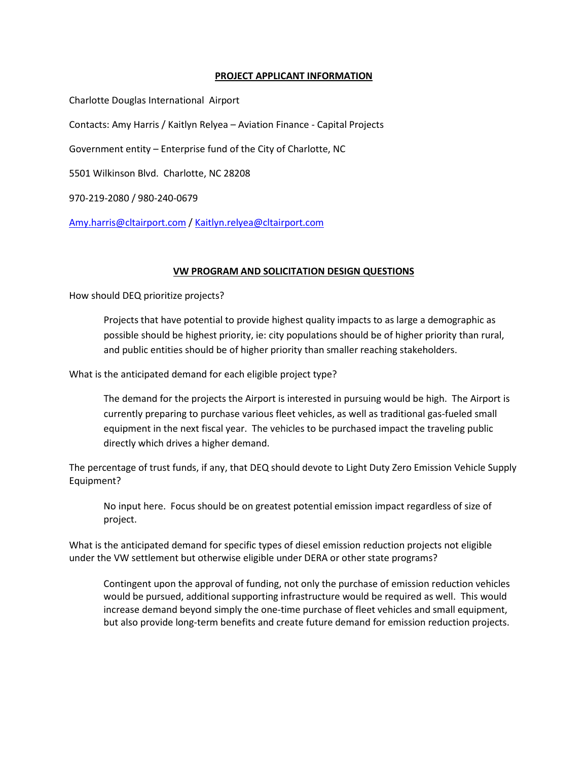**PROJECT APPLICANT INFORMATION**

Charlotte Douglas International Airport

Contacts: Amy Harris / Kaitlyn Relyea – Aviation Finance - Capital Projects

Government entity – Enterprise fund of the City of Charlotte, NC

5501 Wilkinson Blvd. Charlotte, NC 28208

970-219-2080 / 980-240-0679

Amy.harris@cltairport.com / Kaitlyn.relyea@cltairport.com

**VW PROGRAM AND SOLICITATION DESIGN QUESTIONS**

How should DEQ prioritize projects?

> Projects that have potential to provide highest quality impacts to as large a demographic as possible should be highest priority, ie: city populations should be of higher priority than rural, and public entities should be of higher priority than smaller reaching stakeholders.

What is the anticipated demand for each eligible project type?

> The demand for the projects the Airport is interested in pursuing would be high. The Airport is currently preparing to purchase various fleet vehicles, as well as traditional gas-fueled small equipment in the next fiscal year. The vehicles to be purchased impact the traveling public directly which drives a higher demand.

The percentage of trust funds, if any, that DEQ should devote to Light Duty Zero Emission Vehicle Supply Equipment?

> No input here. Focus should be on greatest potential emission impact regardless of size of project.

What is the anticipated demand for specific types of diesel emission reduction projects not eligible under the VW settlement but otherwise eligible under DERA or other state programs?

> Contingent upon the approval of funding, not only the purchase of emission reduction vehicles would be pursued, additional supporting infrastructure would be required as well. This would increase demand beyond simply the one-time purchase of fleet vehicles and small equipment, but also provide long-term benefits and create future demand for emission reduction projects.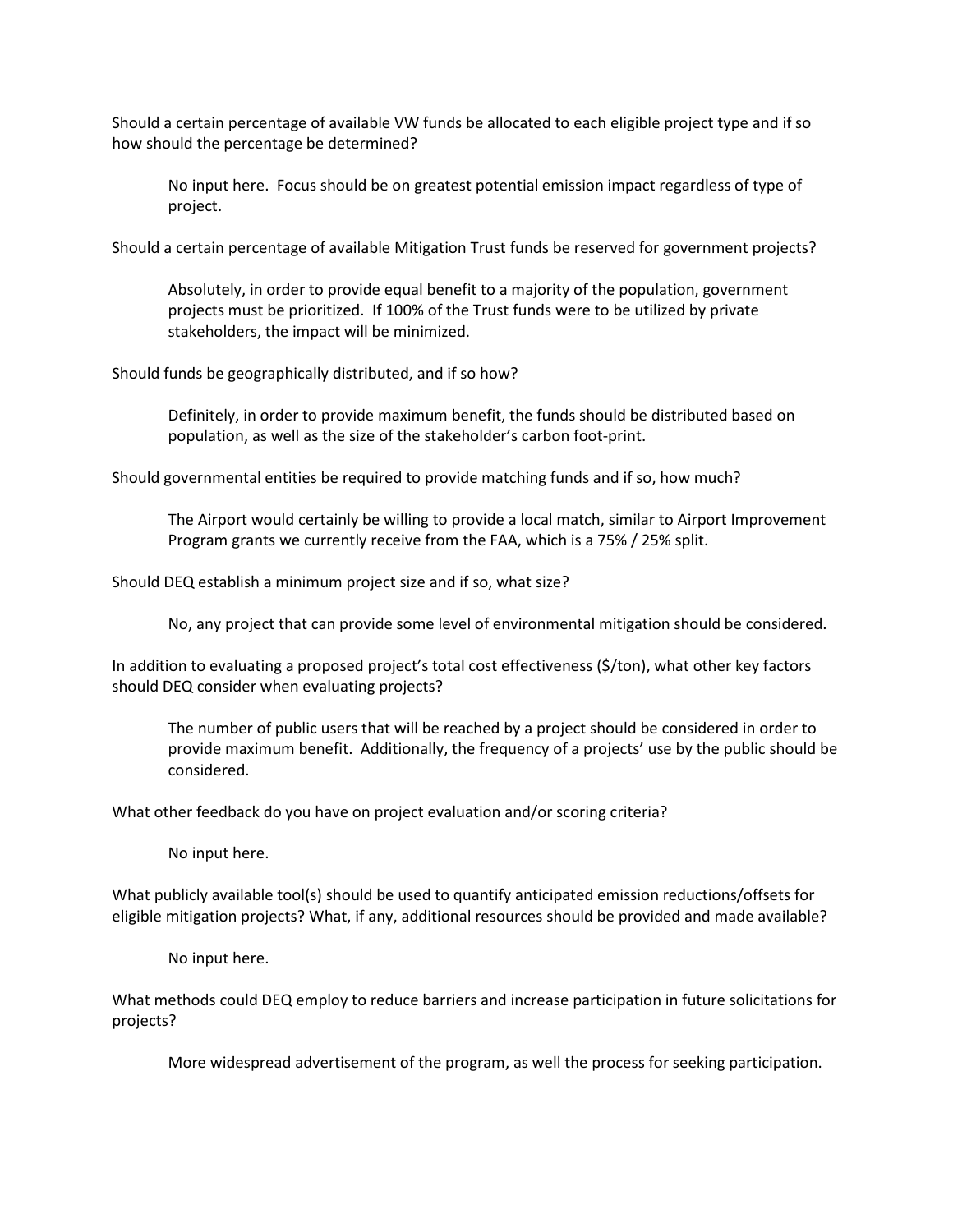Should a certain percentage of available VW funds be allocated to each eligible project type and if so how should the percentage be determined?

> No input here. Focus should be on greatest potential emission impact regardless of type of project.

Should a certain percentage of available Mitigation Trust funds be reserved for government projects?

> Absolutely, in order to provide equal benefit to a majority of the population, government projects must be prioritized. If 100% of the Trust funds were to be utilized by private stakeholders, the impact will be minimized.

Should funds be geographically distributed, and if so how?

> Definitely, in order to provide maximum benefit, the funds should be distributed based on population, as well as the size of the stakeholder's carbon foot-print.

Should governmental entities be required to provide matching funds and if so, how much?

> The Airport would certainly be willing to provide a local match, similar to Airport Improvement Program grants we currently receive from the FAA, which is a 75% / 25% split.

Should DEQ establish a minimum project size and if so, what size?

> No, any project that can provide some level of environmental mitigation should be considered.

In addition to evaluating a proposed project's total cost effectiveness ($/ton), what other key factors should DEQ consider when evaluating projects?

> The number of public users that will be reached by a project should be considered in order to provide maximum benefit. Additionally, the frequency of a projects' use by the public should be considered.

What other feedback do you have on project evaluation and/or scoring criteria?

> No input here.

What publicly available tool(s) should be used to quantify anticipated emission reductions/offsets for eligible mitigation projects? What, if any, additional resources should be provided and made available?

> No input here.

What methods could DEQ employ to reduce barriers and increase participation in future solicitations for projects?

> More widespread advertisement of the program, as well the process for seeking participation.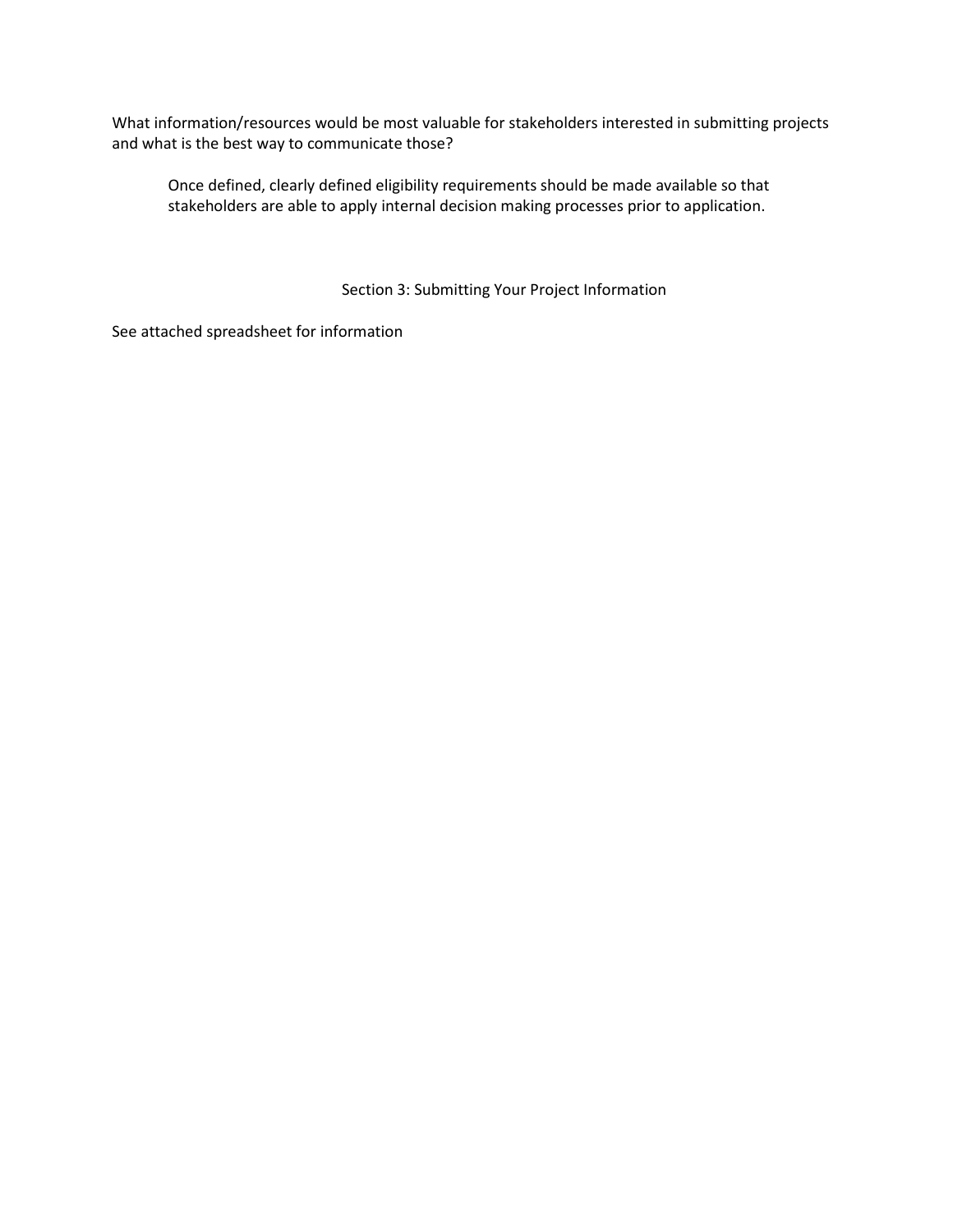What information/resources would be most valuable for stakeholders interested in submitting projects and what is the best way to communicate those?

> Once defined, clearly defined eligibility requirements should be made available so that stakeholders are able to apply internal decision making processes prior to application.

## Section 3: Submitting Your Project Information

See attached spreadsheet for information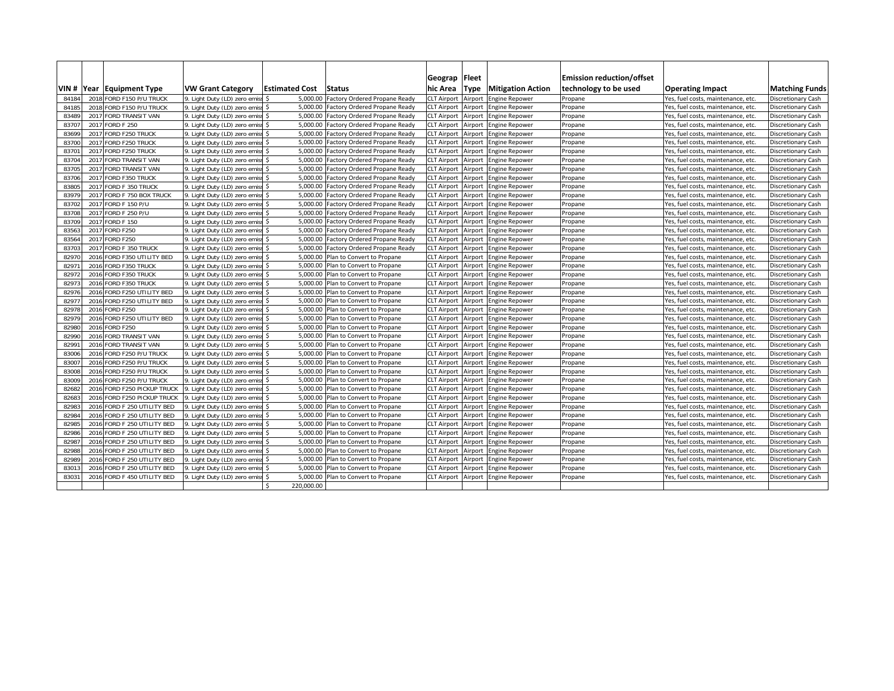| VIN # | Year | Equipment Type | VW Grant Category | Estimated Cost | Status | Geographic Area | Fleet Type | Mitigation Action | Emission reduction/offset technology to be used | Operating Impact | Matching Funds |
|---|---|---|---|---|---|---|---|---|---|---|---|
| 84184 | 2018 | FORD F150 P/U TRUCK | 9. Light Duty (LD) zero emiss | $ 5,000.00 | Factory Ordered Propane Ready | CLT Airport | Airport | Engine Repower | Propane | Yes, fuel costs, maintenance, etc. | Discretionary Cash |
| 84185 | 2018 | FORD F150 P/U TRUCK | 9. Light Duty (LD) zero emiss | $ 5,000.00 | Factory Ordered Propane Ready | CLT Airport | Airport | Engine Repower | Propane | Yes, fuel costs, maintenance, etc. | Discretionary Cash |
| 83489 | 2017 | FORD TRANSIT VAN | 9. Light Duty (LD) zero emiss | $ 5,000.00 | Factory Ordered Propane Ready | CLT Airport | Airport | Engine Repower | Propane | Yes, fuel costs, maintenance, etc. | Discretionary Cash |
| 83707 | 2017 | FORD F 250 | 9. Light Duty (LD) zero emiss | $ 5,000.00 | Factory Ordered Propane Ready | CLT Airport | Airport | Engine Repower | Propane | Yes, fuel costs, maintenance, etc. | Discretionary Cash |
| 83699 | 2017 | FORD F250 TRUCK | 9. Light Duty (LD) zero emiss | $ 5,000.00 | Factory Ordered Propane Ready | CLT Airport | Airport | Engine Repower | Propane | Yes, fuel costs, maintenance, etc. | Discretionary Cash |
| 83700 | 2017 | FORD F250 TRUCK | 9. Light Duty (LD) zero emiss | $ 5,000.00 | Factory Ordered Propane Ready | CLT Airport | Airport | Engine Repower | Propane | Yes, fuel costs, maintenance, etc. | Discretionary Cash |
| 83701 | 2017 | FORD F250 TRUCK | 9. Light Duty (LD) zero emiss | $ 5,000.00 | Factory Ordered Propane Ready | CLT Airport | Airport | Engine Repower | Propane | Yes, fuel costs, maintenance, etc. | Discretionary Cash |
| 83704 | 2017 | FORD TRANSIT VAN | 9. Light Duty (LD) zero emiss | $ 5,000.00 | Factory Ordered Propane Ready | CLT Airport | Airport | Engine Repower | Propane | Yes, fuel costs, maintenance, etc. | Discretionary Cash |
| 83705 | 2017 | FORD TRANSIT VAN | 9. Light Duty (LD) zero emiss | $ 5,000.00 | Factory Ordered Propane Ready | CLT Airport | Airport | Engine Repower | Propane | Yes, fuel costs, maintenance, etc. | Discretionary Cash |
| 83706 | 2017 | FORD F350 TRUCK | 9. Light Duty (LD) zero emiss | $ 5,000.00 | Factory Ordered Propane Ready | CLT Airport | Airport | Engine Repower | Propane | Yes, fuel costs, maintenance, etc. | Discretionary Cash |
| 83805 | 2017 | FORD F 350 TRUCK | 9. Light Duty (LD) zero emiss | $ 5,000.00 | Factory Ordered Propane Ready | CLT Airport | Airport | Engine Repower | Propane | Yes, fuel costs, maintenance, etc. | Discretionary Cash |
| 83979 | 2017 | FORD F 750 BOX TRUCK | 9. Light Duty (LD) zero emiss | $ 5,000.00 | Factory Ordered Propane Ready | CLT Airport | Airport | Engine Repower | Propane | Yes, fuel costs, maintenance, etc. | Discretionary Cash |
| 83702 | 2017 | FORD F 150 P/U | 9. Light Duty (LD) zero emiss | $ 5,000.00 | Factory Ordered Propane Ready | CLT Airport | Airport | Engine Repower | Propane | Yes, fuel costs, maintenance, etc. | Discretionary Cash |
| 83708 | 2017 | FORD F 250 P/U | 9. Light Duty (LD) zero emiss | $ 5,000.00 | Factory Ordered Propane Ready | CLT Airport | Airport | Engine Repower | Propane | Yes, fuel costs, maintenance, etc. | Discretionary Cash |
| 83709 | 2017 | FORD F 150 | 9. Light Duty (LD) zero emiss | $ 5,000.00 | Factory Ordered Propane Ready | CLT Airport | Airport | Engine Repower | Propane | Yes, fuel costs, maintenance, etc. | Discretionary Cash |
| 83563 | 2017 | FORD F250 | 9. Light Duty (LD) zero emiss | $ 5,000.00 | Factory Ordered Propane Ready | CLT Airport | Airport | Engine Repower | Propane | Yes, fuel costs, maintenance, etc. | Discretionary Cash |
| 83564 | 2017 | FORD F250 | 9. Light Duty (LD) zero emiss | $ 5,000.00 | Factory Ordered Propane Ready | CLT Airport | Airport | Engine Repower | Propane | Yes, fuel costs, maintenance, etc. | Discretionary Cash |
| 83703 | 2017 | FORD F 350 TRUCK | 9. Light Duty (LD) zero emiss | $ 5,000.00 | Factory Ordered Propane Ready | CLT Airport | Airport | Engine Repower | Propane | Yes, fuel costs, maintenance, etc. | Discretionary Cash |
| 82970 | 2016 | FORD F350 UTILITY BED | 9. Light Duty (LD) zero emiss | $ 5,000.00 | Plan to Convert to Propane | CLT Airport | Airport | Engine Repower | Propane | Yes, fuel costs, maintenance, etc. | Discretionary Cash |
| 82971 | 2016 | FORD F350 TRUCK | 9. Light Duty (LD) zero emiss | $ 5,000.00 | Plan to Convert to Propane | CLT Airport | Airport | Engine Repower | Propane | Yes, fuel costs, maintenance, etc. | Discretionary Cash |
| 82972 | 2016 | FORD F350 TRUCK | 9. Light Duty (LD) zero emiss | $ 5,000.00 | Plan to Convert to Propane | CLT Airport | Airport | Engine Repower | Propane | Yes, fuel costs, maintenance, etc. | Discretionary Cash |
| 82973 | 2016 | FORD F350 TRUCK | 9. Light Duty (LD) zero emiss | $ 5,000.00 | Plan to Convert to Propane | CLT Airport | Airport | Engine Repower | Propane | Yes, fuel costs, maintenance, etc. | Discretionary Cash |
| 82976 | 2016 | FORD F250 UTILITY BED | 9. Light Duty (LD) zero emiss | $ 5,000.00 | Plan to Convert to Propane | CLT Airport | Airport | Engine Repower | Propane | Yes, fuel costs, maintenance, etc. | Discretionary Cash |
| 82977 | 2016 | FORD F250 UTILITY BED | 9. Light Duty (LD) zero emiss | $ 5,000.00 | Plan to Convert to Propane | CLT Airport | Airport | Engine Repower | Propane | Yes, fuel costs, maintenance, etc. | Discretionary Cash |
| 82978 | 2016 | FORD F250 | 9. Light Duty (LD) zero emiss | $ 5,000.00 | Plan to Convert to Propane | CLT Airport | Airport | Engine Repower | Propane | Yes, fuel costs, maintenance, etc. | Discretionary Cash |
| 82979 | 2016 | FORD F250 UTILITY BED | 9. Light Duty (LD) zero emiss | $ 5,000.00 | Plan to Convert to Propane | CLT Airport | Airport | Engine Repower | Propane | Yes, fuel costs, maintenance, etc. | Discretionary Cash |
| 82980 | 2016 | FORD F250 | 9. Light Duty (LD) zero emiss | $ 5,000.00 | Plan to Convert to Propane | CLT Airport | Airport | Engine Repower | Propane | Yes, fuel costs, maintenance, etc. | Discretionary Cash |
| 82990 | 2016 | FORD TRANSIT VAN | 9. Light Duty (LD) zero emiss | $ 5,000.00 | Plan to Convert to Propane | CLT Airport | Airport | Engine Repower | Propane | Yes, fuel costs, maintenance, etc. | Discretionary Cash |
| 82991 | 2016 | FORD TRANSIT VAN | 9. Light Duty (LD) zero emiss | $ 5,000.00 | Plan to Convert to Propane | CLT Airport | Airport | Engine Repower | Propane | Yes, fuel costs, maintenance, etc. | Discretionary Cash |
| 83006 | 2016 | FORD F250 P/U TRUCK | 9. Light Duty (LD) zero emiss | $ 5,000.00 | Plan to Convert to Propane | CLT Airport | Airport | Engine Repower | Propane | Yes, fuel costs, maintenance, etc. | Discretionary Cash |
| 83007 | 2016 | FORD F250 P/U TRUCK | 9. Light Duty (LD) zero emiss | $ 5,000.00 | Plan to Convert to Propane | CLT Airport | Airport | Engine Repower | Propane | Yes, fuel costs, maintenance, etc. | Discretionary Cash |
| 83008 | 2016 | FORD F250 P/U TRUCK | 9. Light Duty (LD) zero emiss | $ 5,000.00 | Plan to Convert to Propane | CLT Airport | Airport | Engine Repower | Propane | Yes, fuel costs, maintenance, etc. | Discretionary Cash |
| 83009 | 2016 | FORD F250 P/U TRUCK | 9. Light Duty (LD) zero emiss | $ 5,000.00 | Plan to Convert to Propane | CLT Airport | Airport | Engine Repower | Propane | Yes, fuel costs, maintenance, etc. | Discretionary Cash |
| 82682 | 2016 | FORD F250 PICKUP TRUCK | 9. Light Duty (LD) zero emiss | $ 5,000.00 | Plan to Convert to Propane | CLT Airport | Airport | Engine Repower | Propane | Yes, fuel costs, maintenance, etc. | Discretionary Cash |
| 82683 | 2016 | FORD F250 PICKUP TRUCK | 9. Light Duty (LD) zero emiss | $ 5,000.00 | Plan to Convert to Propane | CLT Airport | Airport | Engine Repower | Propane | Yes, fuel costs, maintenance, etc. | Discretionary Cash |
| 82983 | 2016 | FORD F 250 UTILITY BED | 9. Light Duty (LD) zero emiss | $ 5,000.00 | Plan to Convert to Propane | CLT Airport | Airport | Engine Repower | Propane | Yes, fuel costs, maintenance, etc. | Discretionary Cash |
| 82984 | 2016 | FORD F 250 UTILITY BED | 9. Light Duty (LD) zero emiss | $ 5,000.00 | Plan to Convert to Propane | CLT Airport | Airport | Engine Repower | Propane | Yes, fuel costs, maintenance, etc. | Discretionary Cash |
| 82985 | 2016 | FORD F 250 UTILITY BED | 9. Light Duty (LD) zero emiss | $ 5,000.00 | Plan to Convert to Propane | CLT Airport | Airport | Engine Repower | Propane | Yes, fuel costs, maintenance, etc. | Discretionary Cash |
| 82986 | 2016 | FORD F 250 UTILITY BED | 9. Light Duty (LD) zero emiss | $ 5,000.00 | Plan to Convert to Propane | CLT Airport | Airport | Engine Repower | Propane | Yes, fuel costs, maintenance, etc. | Discretionary Cash |
| 82987 | 2016 | FORD F 250 UTILITY BED | 9. Light Duty (LD) zero emiss | $ 5,000.00 | Plan to Convert to Propane | CLT Airport | Airport | Engine Repower | Propane | Yes, fuel costs, maintenance, etc. | Discretionary Cash |
| 82988 | 2016 | FORD F 250 UTILITY BED | 9. Light Duty (LD) zero emiss | $ 5,000.00 | Plan to Convert to Propane | CLT Airport | Airport | Engine Repower | Propane | Yes, fuel costs, maintenance, etc. | Discretionary Cash |
| 82989 | 2016 | FORD F 250 UTILITY BED | 9. Light Duty (LD) zero emiss | $ 5,000.00 | Plan to Convert to Propane | CLT Airport | Airport | Engine Repower | Propane | Yes, fuel costs, maintenance, etc. | Discretionary Cash |
| 83013 | 2016 | FORD F 250 UTILITY BED | 9. Light Duty (LD) zero emiss | $ 5,000.00 | Plan to Convert to Propane | CLT Airport | Airport | Engine Repower | Propane | Yes, fuel costs, maintenance, etc. | Discretionary Cash |
| 83031 | 2016 | FORD F 450 UTILITY BED | 9. Light Duty (LD) zero emiss | $ 5,000.00 | Plan to Convert to Propane | CLT Airport | Airport | Engine Repower | Propane | Yes, fuel costs, maintenance, etc. | Discretionary Cash |
| | | | | $ 220,000.00 | | | | | | | |